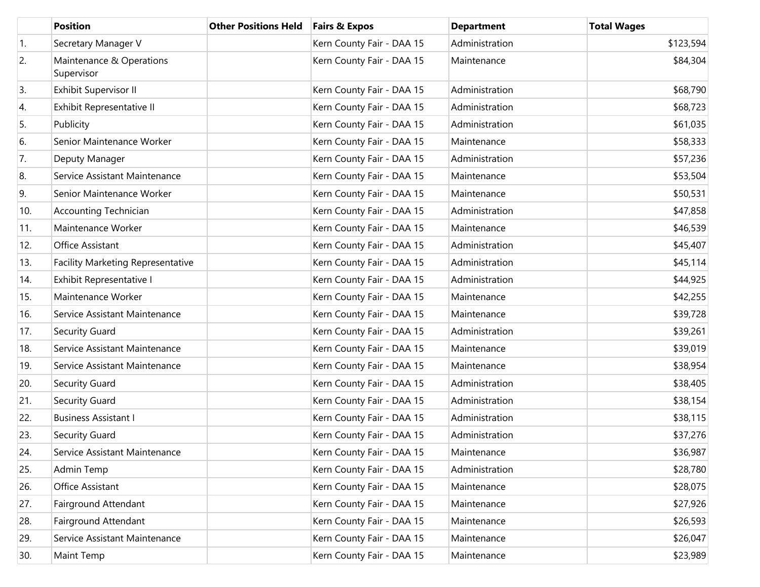| | Position | Other Positions Held | Fairs & Expos | Department | Total Wages |
|---|---|---|---|---|---|
| 1. | Secretary Manager V | | Kern County Fair - DAA 15 | Administration | $123,594 |
| 2. | Maintenance & Operations Supervisor | | Kern County Fair - DAA 15 | Maintenance | $84,304 |
| 3. | Exhibit Supervisor II | | Kern County Fair - DAA 15 | Administration | $68,790 |
| 4. | Exhibit Representative II | | Kern County Fair - DAA 15 | Administration | $68,723 |
| 5. | Publicity | | Kern County Fair - DAA 15 | Administration | $61,035 |
| 6. | Senior Maintenance Worker | | Kern County Fair - DAA 15 | Maintenance | $58,333 |
| 7. | Deputy Manager | | Kern County Fair - DAA 15 | Administration | $57,236 |
| 8. | Service Assistant Maintenance | | Kern County Fair - DAA 15 | Maintenance | $53,504 |
| 9. | Senior Maintenance Worker | | Kern County Fair - DAA 15 | Maintenance | $50,531 |
| 10. | Accounting Technician | | Kern County Fair - DAA 15 | Administration | $47,858 |
| 11. | Maintenance Worker | | Kern County Fair - DAA 15 | Maintenance | $46,539 |
| 12. | Office Assistant | | Kern County Fair - DAA 15 | Administration | $45,407 |
| 13. | Facility Marketing Representative | | Kern County Fair - DAA 15 | Administration | $45,114 |
| 14. | Exhibit Representative I | | Kern County Fair - DAA 15 | Administration | $44,925 |
| 15. | Maintenance Worker | | Kern County Fair - DAA 15 | Maintenance | $42,255 |
| 16. | Service Assistant Maintenance | | Kern County Fair - DAA 15 | Maintenance | $39,728 |
| 17. | Security Guard | | Kern County Fair - DAA 15 | Administration | $39,261 |
| 18. | Service Assistant Maintenance | | Kern County Fair - DAA 15 | Maintenance | $39,019 |
| 19. | Service Assistant Maintenance | | Kern County Fair - DAA 15 | Maintenance | $38,954 |
| 20. | Security Guard | | Kern County Fair - DAA 15 | Administration | $38,405 |
| 21. | Security Guard | | Kern County Fair - DAA 15 | Administration | $38,154 |
| 22. | Business Assistant I | | Kern County Fair - DAA 15 | Administration | $38,115 |
| 23. | Security Guard | | Kern County Fair - DAA 15 | Administration | $37,276 |
| 24. | Service Assistant Maintenance | | Kern County Fair - DAA 15 | Maintenance | $36,987 |
| 25. | Admin Temp | | Kern County Fair - DAA 15 | Administration | $28,780 |
| 26. | Office Assistant | | Kern County Fair - DAA 15 | Maintenance | $28,075 |
| 27. | Fairground Attendant | | Kern County Fair - DAA 15 | Maintenance | $27,926 |
| 28. | Fairground Attendant | | Kern County Fair - DAA 15 | Maintenance | $26,593 |
| 29. | Service Assistant Maintenance | | Kern County Fair - DAA 15 | Maintenance | $26,047 |
| 30. | Maint Temp | | Kern County Fair - DAA 15 | Maintenance | $23,989 |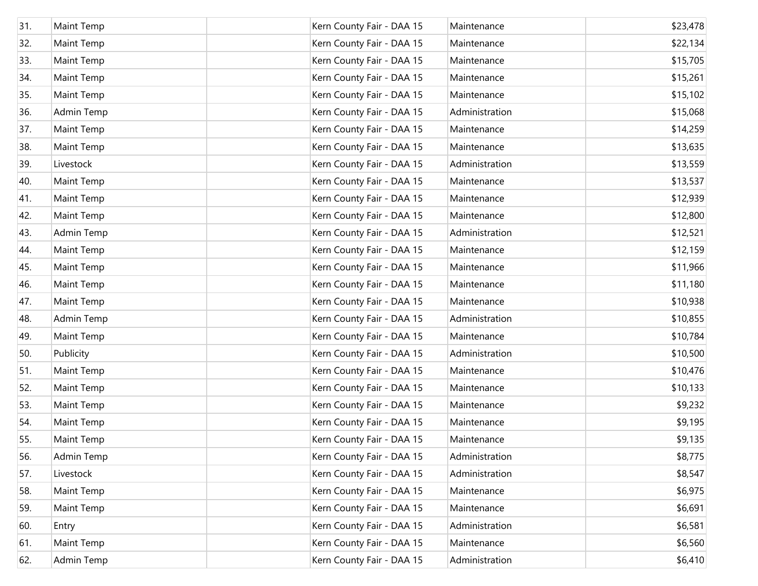| | | | | | |
|---|---|---|---|---|---|
| 31. | Maint Temp | | Kern County Fair - DAA 15 | Maintenance | $23,478 |
| 32. | Maint Temp | | Kern County Fair - DAA 15 | Maintenance | $22,134 |
| 33. | Maint Temp | | Kern County Fair - DAA 15 | Maintenance | $15,705 |
| 34. | Maint Temp | | Kern County Fair - DAA 15 | Maintenance | $15,261 |
| 35. | Maint Temp | | Kern County Fair - DAA 15 | Maintenance | $15,102 |
| 36. | Admin Temp | | Kern County Fair - DAA 15 | Administration | $15,068 |
| 37. | Maint Temp | | Kern County Fair - DAA 15 | Maintenance | $14,259 |
| 38. | Maint Temp | | Kern County Fair - DAA 15 | Maintenance | $13,635 |
| 39. | Livestock | | Kern County Fair - DAA 15 | Administration | $13,559 |
| 40. | Maint Temp | | Kern County Fair - DAA 15 | Maintenance | $13,537 |
| 41. | Maint Temp | | Kern County Fair - DAA 15 | Maintenance | $12,939 |
| 42. | Maint Temp | | Kern County Fair - DAA 15 | Maintenance | $12,800 |
| 43. | Admin Temp | | Kern County Fair - DAA 15 | Administration | $12,521 |
| 44. | Maint Temp | | Kern County Fair - DAA 15 | Maintenance | $12,159 |
| 45. | Maint Temp | | Kern County Fair - DAA 15 | Maintenance | $11,966 |
| 46. | Maint Temp | | Kern County Fair - DAA 15 | Maintenance | $11,180 |
| 47. | Maint Temp | | Kern County Fair - DAA 15 | Maintenance | $10,938 |
| 48. | Admin Temp | | Kern County Fair - DAA 15 | Administration | $10,855 |
| 49. | Maint Temp | | Kern County Fair - DAA 15 | Maintenance | $10,784 |
| 50. | Publicity | | Kern County Fair - DAA 15 | Administration | $10,500 |
| 51. | Maint Temp | | Kern County Fair - DAA 15 | Maintenance | $10,476 |
| 52. | Maint Temp | | Kern County Fair - DAA 15 | Maintenance | $10,133 |
| 53. | Maint Temp | | Kern County Fair - DAA 15 | Maintenance | $9,232 |
| 54. | Maint Temp | | Kern County Fair - DAA 15 | Maintenance | $9,195 |
| 55. | Maint Temp | | Kern County Fair - DAA 15 | Maintenance | $9,135 |
| 56. | Admin Temp | | Kern County Fair - DAA 15 | Administration | $8,775 |
| 57. | Livestock | | Kern County Fair - DAA 15 | Administration | $8,547 |
| 58. | Maint Temp | | Kern County Fair - DAA 15 | Maintenance | $6,975 |
| 59. | Maint Temp | | Kern County Fair - DAA 15 | Maintenance | $6,691 |
| 60. | Entry | | Kern County Fair - DAA 15 | Administration | $6,581 |
| 61. | Maint Temp | | Kern County Fair - DAA 15 | Maintenance | $6,560 |
| 62. | Admin Temp | | Kern County Fair - DAA 15 | Administration | $6,410 |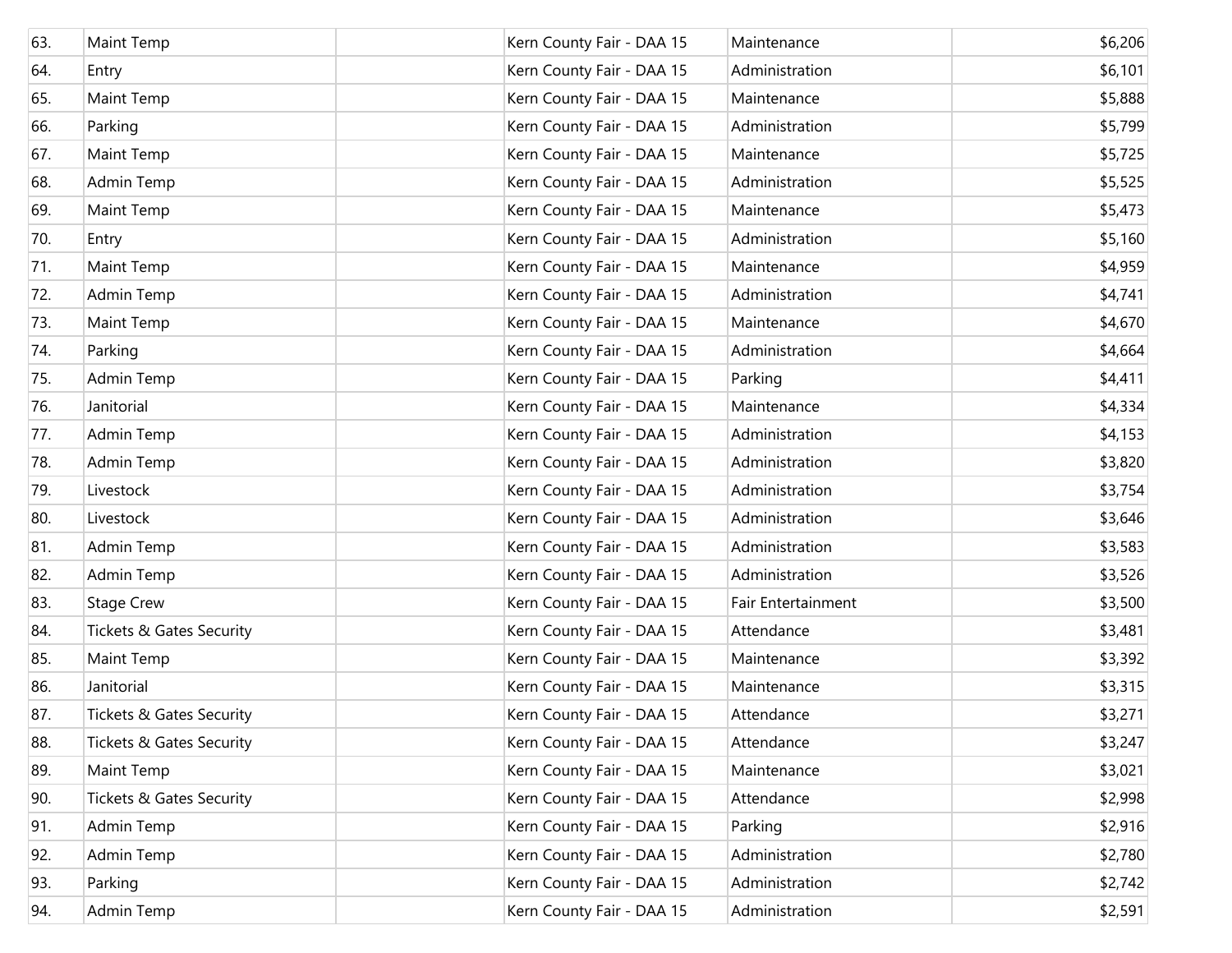| | | | | | |
|---|---|---|---|---|---|
| 63. | Maint Temp | | Kern County Fair - DAA 15 | Maintenance | $6,206 |
| 64. | Entry | | Kern County Fair - DAA 15 | Administration | $6,101 |
| 65. | Maint Temp | | Kern County Fair - DAA 15 | Maintenance | $5,888 |
| 66. | Parking | | Kern County Fair - DAA 15 | Administration | $5,799 |
| 67. | Maint Temp | | Kern County Fair - DAA 15 | Maintenance | $5,725 |
| 68. | Admin Temp | | Kern County Fair - DAA 15 | Administration | $5,525 |
| 69. | Maint Temp | | Kern County Fair - DAA 15 | Maintenance | $5,473 |
| 70. | Entry | | Kern County Fair - DAA 15 | Administration | $5,160 |
| 71. | Maint Temp | | Kern County Fair - DAA 15 | Maintenance | $4,959 |
| 72. | Admin Temp | | Kern County Fair - DAA 15 | Administration | $4,741 |
| 73. | Maint Temp | | Kern County Fair - DAA 15 | Maintenance | $4,670 |
| 74. | Parking | | Kern County Fair - DAA 15 | Administration | $4,664 |
| 75. | Admin Temp | | Kern County Fair - DAA 15 | Parking | $4,411 |
| 76. | Janitorial | | Kern County Fair - DAA 15 | Maintenance | $4,334 |
| 77. | Admin Temp | | Kern County Fair - DAA 15 | Administration | $4,153 |
| 78. | Admin Temp | | Kern County Fair - DAA 15 | Administration | $3,820 |
| 79. | Livestock | | Kern County Fair - DAA 15 | Administration | $3,754 |
| 80. | Livestock | | Kern County Fair - DAA 15 | Administration | $3,646 |
| 81. | Admin Temp | | Kern County Fair - DAA 15 | Administration | $3,583 |
| 82. | Admin Temp | | Kern County Fair - DAA 15 | Administration | $3,526 |
| 83. | Stage Crew | | Kern County Fair - DAA 15 | Fair Entertainment | $3,500 |
| 84. | Tickets & Gates Security | | Kern County Fair - DAA 15 | Attendance | $3,481 |
| 85. | Maint Temp | | Kern County Fair - DAA 15 | Maintenance | $3,392 |
| 86. | Janitorial | | Kern County Fair - DAA 15 | Maintenance | $3,315 |
| 87. | Tickets & Gates Security | | Kern County Fair - DAA 15 | Attendance | $3,271 |
| 88. | Tickets & Gates Security | | Kern County Fair - DAA 15 | Attendance | $3,247 |
| 89. | Maint Temp | | Kern County Fair - DAA 15 | Maintenance | $3,021 |
| 90. | Tickets & Gates Security | | Kern County Fair - DAA 15 | Attendance | $2,998 |
| 91. | Admin Temp | | Kern County Fair - DAA 15 | Parking | $2,916 |
| 92. | Admin Temp | | Kern County Fair - DAA 15 | Administration | $2,780 |
| 93. | Parking | | Kern County Fair - DAA 15 | Administration | $2,742 |
| 94. | Admin Temp | | Kern County Fair - DAA 15 | Administration | $2,591 |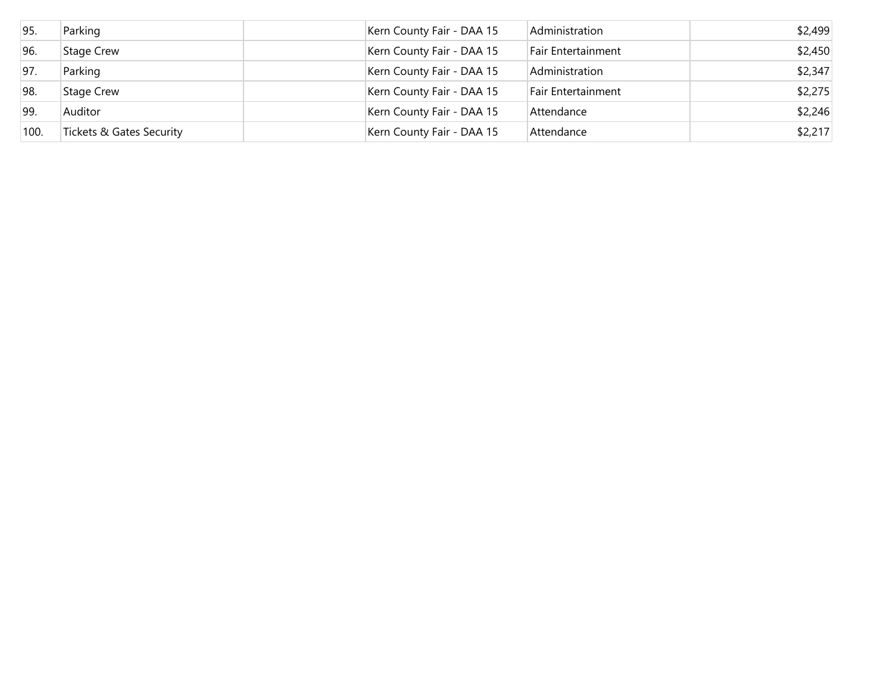| | | | | | |
|---|---|---|---|---|---|
| 95. | Parking | | Kern County Fair - DAA 15 | Administration | $2,499 |
| 96. | Stage Crew | | Kern County Fair - DAA 15 | Fair Entertainment | $2,450 |
| 97. | Parking | | Kern County Fair - DAA 15 | Administration | $2,347 |
| 98. | Stage Crew | | Kern County Fair - DAA 15 | Fair Entertainment | $2,275 |
| 99. | Auditor | | Kern County Fair - DAA 15 | Attendance | $2,246 |
| 100. | Tickets & Gates Security | | Kern County Fair - DAA 15 | Attendance | $2,217 |